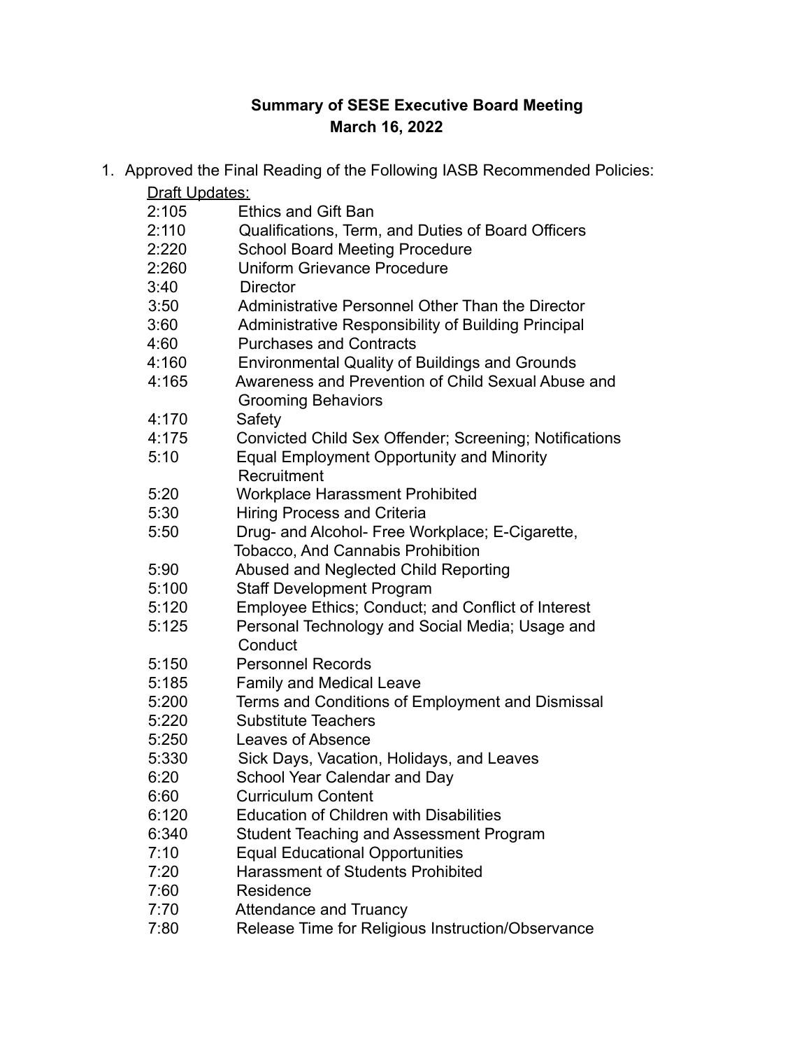**Summary of SESE Executive Board Meeting**
**March 16, 2022**

1. Approved the Final Reading of the Following IASB Recommended Policies:

<u>Draft Updates:</u>

| | |
|---|---|
| 2:105 | Ethics and Gift Ban |
| 2:110 | Qualifications, Term, and Duties of Board Officers |
| 2:220 | School Board Meeting Procedure |
| 2:260 | Uniform Grievance Procedure |
| 3:40 | Director |
| 3:50 | Administrative Personnel Other Than the Director |
| 3:60 | Administrative Responsibility of Building Principal |
| 4:60 | Purchases and Contracts |
| 4:160 | Environmental Quality of Buildings and Grounds |
| 4:165 | Awareness and Prevention of Child Sexual Abuse and Grooming Behaviors |
| 4:170 | Safety |
| 4:175 | Convicted Child Sex Offender; Screening; Notifications |
| 5:10 | Equal Employment Opportunity and Minority Recruitment |
| 5:20 | Workplace Harassment Prohibited |
| 5:30 | Hiring Process and Criteria |
| 5:50 | Drug- and Alcohol- Free Workplace; E-Cigarette, Tobacco, And Cannabis Prohibition |
| 5:90 | Abused and Neglected Child Reporting |
| 5:100 | Staff Development Program |
| 5:120 | Employee Ethics; Conduct; and Conflict of Interest |
| 5:125 | Personal Technology and Social Media; Usage and Conduct |
| 5:150 | Personnel Records |
| 5:185 | Family and Medical Leave |
| 5:200 | Terms and Conditions of Employment and Dismissal |
| 5:220 | Substitute Teachers |
| 5:250 | Leaves of Absence |
| 5:330 | Sick Days, Vacation, Holidays, and Leaves |
| 6:20 | School Year Calendar and Day |
| 6:60 | Curriculum Content |
| 6:120 | Education of Children with Disabilities |
| 6:340 | Student Teaching and Assessment Program |
| 7:10 | Equal Educational Opportunities |
| 7:20 | Harassment of Students Prohibited |
| 7:60 | Residence |
| 7:70 | Attendance and Truancy |
| 7:80 | Release Time for Religious Instruction/Observance |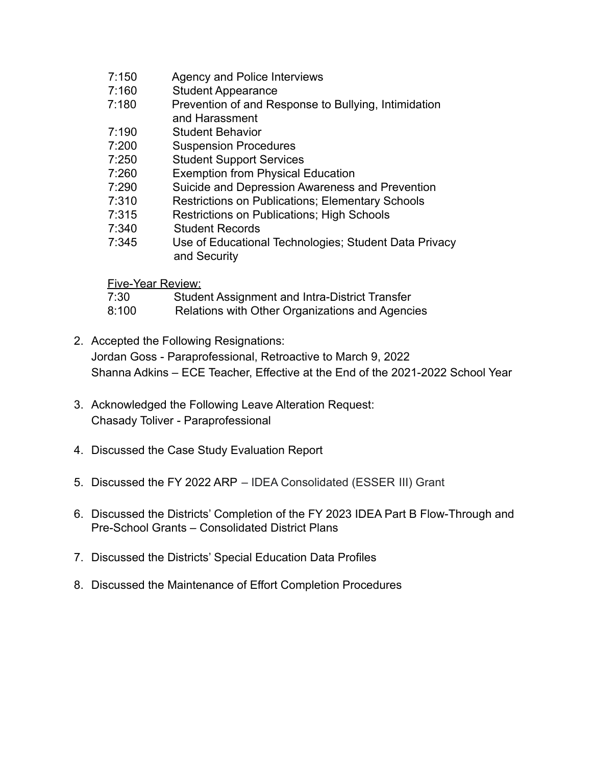7:150 Agency and Police Interviews
7:160 Student Appearance
7:180 Prevention of and Response to Bullying, Intimidation and Harassment
7:190 Student Behavior
7:200 Suspension Procedures
7:250 Student Support Services
7:260 Exemption from Physical Education
7:290 Suicide and Depression Awareness and Prevention
7:310 Restrictions on Publications; Elementary Schools
7:315 Restrictions on Publications; High Schools
7:340 Student Records
7:345 Use of Educational Technologies; Student Data Privacy and Security

Five-Year Review:

7:30 Student Assignment and Intra-District Transfer
8:100 Relations with Other Organizations and Agencies

2. Accepted the Following Resignations:
   Jordan Goss - Paraprofessional, Retroactive to March 9, 2022
   Shanna Adkins – ECE Teacher, Effective at the End of the 2021-2022 School Year

3. Acknowledged the Following Leave Alteration Request:
   Chasady Toliver - Paraprofessional

4. Discussed the Case Study Evaluation Report

5. Discussed the FY 2022 ARP – IDEA Consolidated (ESSER III) Grant

6. Discussed the Districts' Completion of the FY 2023 IDEA Part B Flow-Through and Pre-School Grants – Consolidated District Plans

7. Discussed the Districts' Special Education Data Profiles

8. Discussed the Maintenance of Effort Completion Procedures